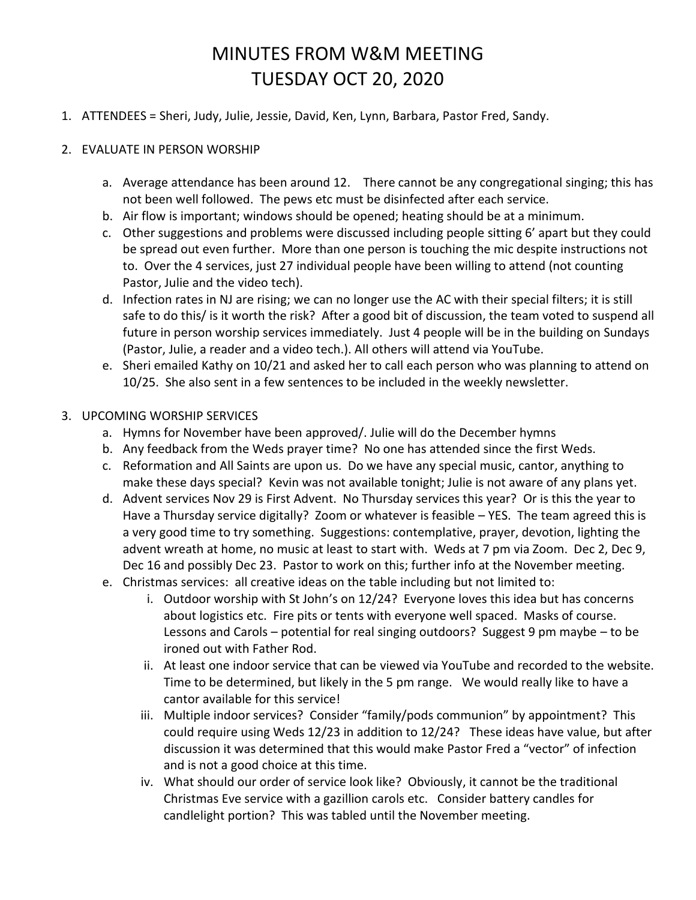# MINUTES FROM W&M MEETING
# TUESDAY OCT 20, 2020

1. ATTENDEES = Sheri, Judy, Julie, Jessie, David, Ken, Lynn, Barbara, Pastor Fred, Sandy.

2. EVALUATE IN PERSON WORSHIP

   a. Average attendance has been around 12. There cannot be any congregational singing; this has not been well followed. The pews etc must be disinfected after each service.

   b. Air flow is important; windows should be opened; heating should be at a minimum.

   c. Other suggestions and problems were discussed including people sitting 6' apart but they could be spread out even further. More than one person is touching the mic despite instructions not to. Over the 4 services, just 27 individual people have been willing to attend (not counting Pastor, Julie and the video tech).

   d. Infection rates in NJ are rising; we can no longer use the AC with their special filters; it is still safe to do this/ is it worth the risk? After a good bit of discussion, the team voted to suspend all future in person worship services immediately. Just 4 people will be in the building on Sundays (Pastor, Julie, a reader and a video tech.). All others will attend via YouTube.

   e. Sheri emailed Kathy on 10/21 and asked her to call each person who was planning to attend on 10/25. She also sent in a few sentences to be included in the weekly newsletter.

3. UPCOMING WORSHIP SERVICES

   a. Hymns for November have been approved/. Julie will do the December hymns

   b. Any feedback from the Weds prayer time? No one has attended since the first Weds.

   c. Reformation and All Saints are upon us. Do we have any special music, cantor, anything to make these days special? Kevin was not available tonight; Julie is not aware of any plans yet.

   d. Advent services Nov 29 is First Advent. No Thursday services this year? Or is this the year to Have a Thursday service digitally? Zoom or whatever is feasible – YES. The team agreed this is a very good time to try something. Suggestions: contemplative, prayer, devotion, lighting the advent wreath at home, no music at least to start with. Weds at 7 pm via Zoom. Dec 2, Dec 9, Dec 16 and possibly Dec 23. Pastor to work on this; further info at the November meeting.

   e. Christmas services: all creative ideas on the table including but not limited to:

      i. Outdoor worship with St John's on 12/24? Everyone loves this idea but has concerns about logistics etc. Fire pits or tents with everyone well spaced. Masks of course. Lessons and Carols – potential for real singing outdoors? Suggest 9 pm maybe – to be ironed out with Father Rod.

      ii. At least one indoor service that can be viewed via YouTube and recorded to the website. Time to be determined, but likely in the 5 pm range. We would really like to have a cantor available for this service!

      iii. Multiple indoor services? Consider "family/pods communion" by appointment? This could require using Weds 12/23 in addition to 12/24? These ideas have value, but after discussion it was determined that this would make Pastor Fred a "vector" of infection and is not a good choice at this time.

      iv. What should our order of service look like? Obviously, it cannot be the traditional Christmas Eve service with a gazillion carols etc. Consider battery candles for candlelight portion? This was tabled until the November meeting.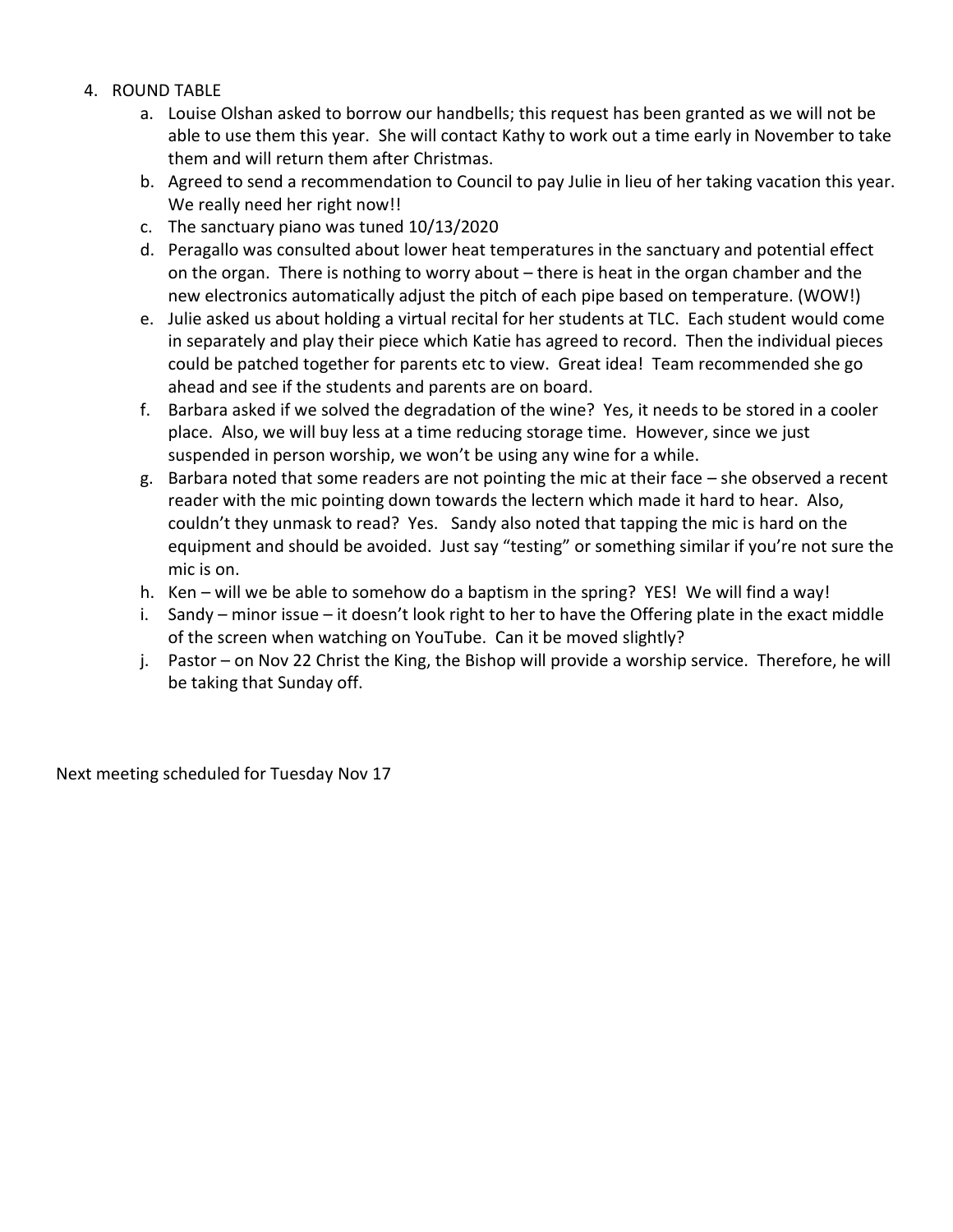4. ROUND TABLE
    a. Louise Olshan asked to borrow our handbells; this request has been granted as we will not be able to use them this year. She will contact Kathy to work out a time early in November to take them and will return them after Christmas.
    b. Agreed to send a recommendation to Council to pay Julie in lieu of her taking vacation this year. We really need her right now!!
    c. The sanctuary piano was tuned 10/13/2020
    d. Peragallo was consulted about lower heat temperatures in the sanctuary and potential effect on the organ. There is nothing to worry about – there is heat in the organ chamber and the new electronics automatically adjust the pitch of each pipe based on temperature. (WOW!)
    e. Julie asked us about holding a virtual recital for her students at TLC. Each student would come in separately and play their piece which Katie has agreed to record. Then the individual pieces could be patched together for parents etc to view. Great idea! Team recommended she go ahead and see if the students and parents are on board.
    f. Barbara asked if we solved the degradation of the wine? Yes, it needs to be stored in a cooler place. Also, we will buy less at a time reducing storage time. However, since we just suspended in person worship, we won't be using any wine for a while.
    g. Barbara noted that some readers are not pointing the mic at their face – she observed a recent reader with the mic pointing down towards the lectern which made it hard to hear. Also, couldn't they unmask to read? Yes. Sandy also noted that tapping the mic is hard on the equipment and should be avoided. Just say "testing" or something similar if you're not sure the mic is on.
    h. Ken – will we be able to somehow do a baptism in the spring? YES! We will find a way!
    i. Sandy – minor issue – it doesn't look right to her to have the Offering plate in the exact middle of the screen when watching on YouTube. Can it be moved slightly?
    j. Pastor – on Nov 22 Christ the King, the Bishop will provide a worship service. Therefore, he will be taking that Sunday off.

Next meeting scheduled for Tuesday Nov 17